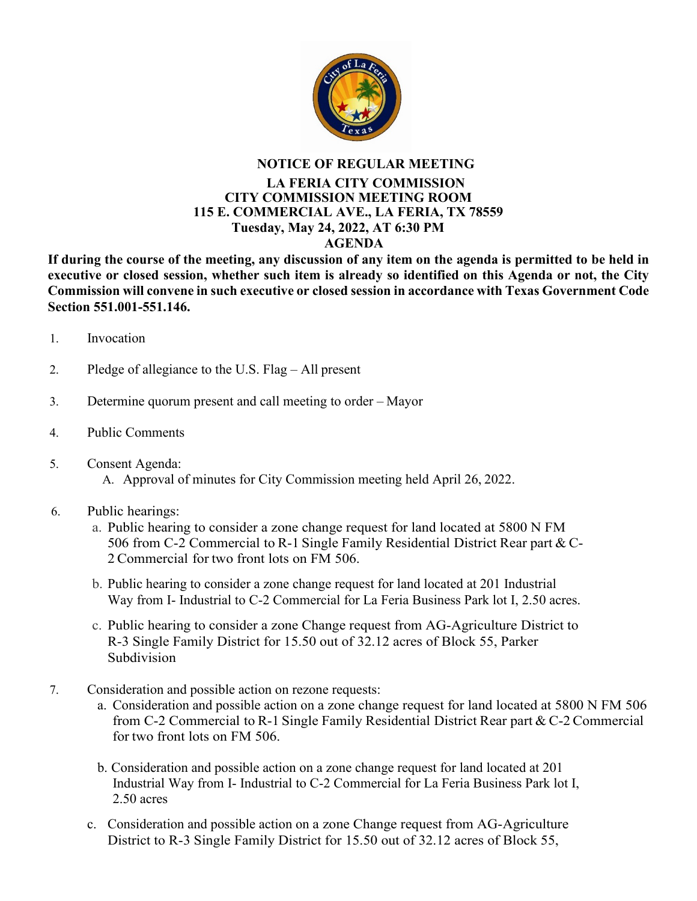**NOTICE OF REGULAR MEETING**
**LA FERIA CITY COMMISSION**
**CITY COMMISSION MEETING ROOM**
**115 E. COMMERCIAL AVE., LA FERIA, TX 78559**
**Tuesday, May 24, 2022, AT 6:30 PM**
**AGENDA**

**If during the course of the meeting, any discussion of any item on the agenda is permitted to be held in executive or closed session, whether such item is already so identified on this Agenda or not, the City Commission will convene in such executive or closed session in accordance with Texas Government Code Section 551.001-551.146.**

1. Invocation

2. Pledge of allegiance to the U.S. Flag – All present

3. Determine quorum present and call meeting to order – Mayor

4. Public Comments

5. Consent Agenda:
   A. Approval of minutes for City Commission meeting held April 26, 2022.

6. Public hearings:
   a. Public hearing to consider a zone change request for land located at 5800 N FM 506 from C-2 Commercial to R-1 Single Family Residential District Rear part & C-2 Commercial for two front lots on FM 506.

   b. Public hearing to consider a zone change request for land located at 201 Industrial Way from I- Industrial to C-2 Commercial for La Feria Business Park lot I, 2.50 acres.

   c. Public hearing to consider a zone Change request from AG-Agriculture District to R-3 Single Family District for 15.50 out of 32.12 acres of Block 55, Parker Subdivision

7. Consideration and possible action on rezone requests:
   a. Consideration and possible action on a zone change request for land located at 5800 N FM 506 from C-2 Commercial to R-1 Single Family Residential District Rear part & C-2 Commercial for two front lots on FM 506.

   b. Consideration and possible action on a zone change request for land located at 201 Industrial Way from I- Industrial to C-2 Commercial for La Feria Business Park lot I, 2.50 acres

   c. Consideration and possible action on a zone Change request from AG-Agriculture District to R-3 Single Family District for 15.50 out of 32.12 acres of Block 55,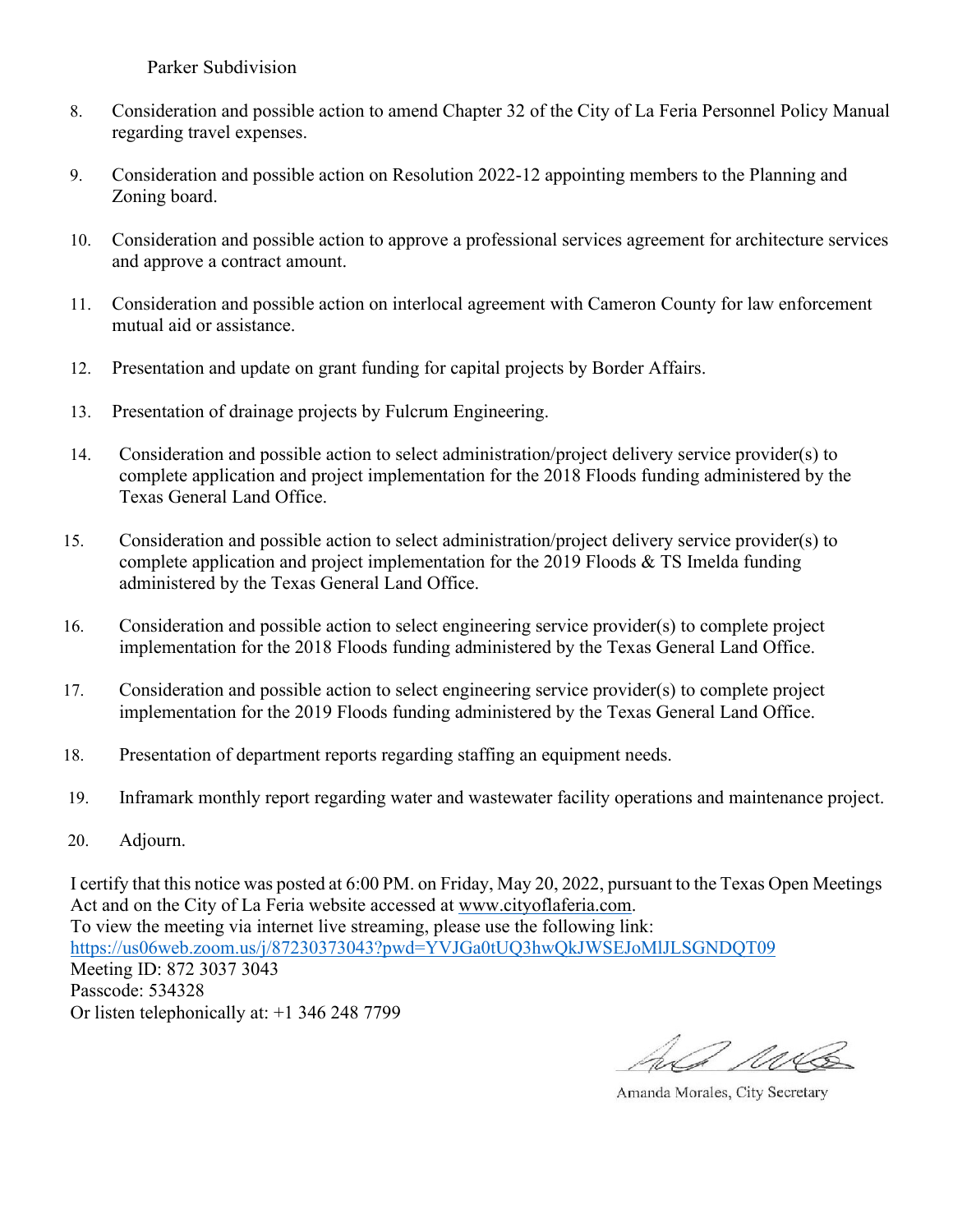Parker Subdivision

8. Consideration and possible action to amend Chapter 32 of the City of La Feria Personnel Policy Manual regarding travel expenses.

9. Consideration and possible action on Resolution 2022-12 appointing members to the Planning and Zoning board.

10. Consideration and possible action to approve a professional services agreement for architecture services and approve a contract amount.

11. Consideration and possible action on interlocal agreement with Cameron County for law enforcement mutual aid or assistance.

12. Presentation and update on grant funding for capital projects by Border Affairs.

13. Presentation of drainage projects by Fulcrum Engineering.

14. Consideration and possible action to select administration/project delivery service provider(s) to complete application and project implementation for the 2018 Floods funding administered by the Texas General Land Office.

15. Consideration and possible action to select administration/project delivery service provider(s) to complete application and project implementation for the 2019 Floods & TS Imelda funding administered by the Texas General Land Office.

16. Consideration and possible action to select engineering service provider(s) to complete project implementation for the 2018 Floods funding administered by the Texas General Land Office.

17. Consideration and possible action to select engineering service provider(s) to complete project implementation for the 2019 Floods funding administered by the Texas General Land Office.

18. Presentation of department reports regarding staffing an equipment needs.

19. Inframark monthly report regarding water and wastewater facility operations and maintenance project.

20. Adjourn.

I certify that this notice was posted at 6:00 PM. on Friday, May 20, 2022, pursuant to the Texas Open Meetings Act and on the City of La Feria website accessed at www.cityoflaferia.com.
To view the meeting via internet live streaming, please use the following link:
https://us06web.zoom.us/j/87230373043?pwd=YVJGa0tUQ3hwQkJWSEJoMlJLSGNDQT09
Meeting ID: 872 3037 3043
Passcode: 534328
Or listen telephonically at: +1 346 248 7799

Amanda Morales, City Secretary